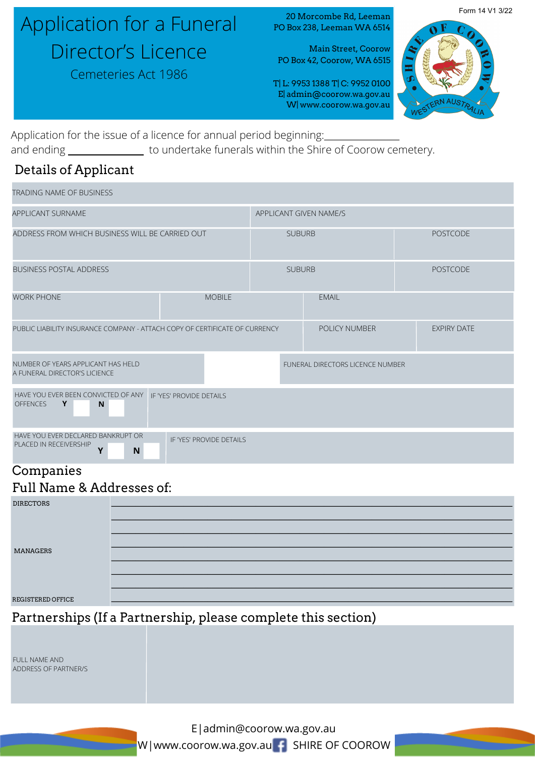# Application for a Funeral Director's Licence

Cemeteries Act 1986

20 Morcombe Rd, Leeman
PO Box 238, Leeman WA 6514

Main Street, Coorow
PO Box 42, Coorow, WA 6515

T| L: 9953 1388 T| C: 9952 0100
E| admin@coorow.wa.gov.au
W| www.coorow.wa.gov.au

Form 14 V1 3/22

Application for the issue of a licence for annual period beginning: ______________
and ending ______________ to undertake funerals within the Shire of Coorow cemetery.

## Details of Applicant

| TRADING NAME OF BUSINESS | | |
|---|---|---|
| APPLICANT SURNAME | APPLICANT GIVEN NAME/S | |
| ADDRESS FROM WHICH BUSINESS WILL BE CARRIED OUT | SUBURB | POSTCODE |
| BUSINESS POSTAL ADDRESS | SUBURB | POSTCODE |

| WORK PHONE | MOBILE | EMAIL |
|---|---|---|

| PUBLIC LIABILITY INSURANCE COMPANY - ATTACH COPY OF CERTIFICATE OF CURRENCY | POLICY NUMBER | EXPIRY DATE |
|---|---|---|

| NUMBER OF YEARS APPLICANT HAS HELD A FUNERAL DIRECTOR'S LICIENCE | | FUNERAL DIRECTORS LICENCE NUMBER |
|---|---|---|

| HAVE YOU EVER BEEN CONVICTED OF ANY OFFENCES **Y** ☐ **N** ☐ | IF 'YES' PROVIDE DETAILS |
|---|---|
| HAVE YOU EVER DECLARED BANKRUPT OR PLACED IN RECEIVERSHIP **Y** ☐ **N** ☐ | IF 'YES' PROVIDE DETAILS |

## Companies

## Full Name & Addresses of:

| | |
|---|---|
| DIRECTORS | ______________________________ |
| | ______________________________ |
| | ______________________________ |
| MANAGERS | ______________________________ |
| | ______________________________ |
| | ______________________________ |
| | ______________________________ |
| REGISTERED OFFICE | ______________________________ |

## Partnerships (If a Partnership, please complete this section)

| | |
|---|---|
| FULL NAME AND ADDRESS OF PARTNER/S | |

E|admin@coorow.wa.gov.au
W|www.coorow.wa.gov.au SHIRE OF COOROW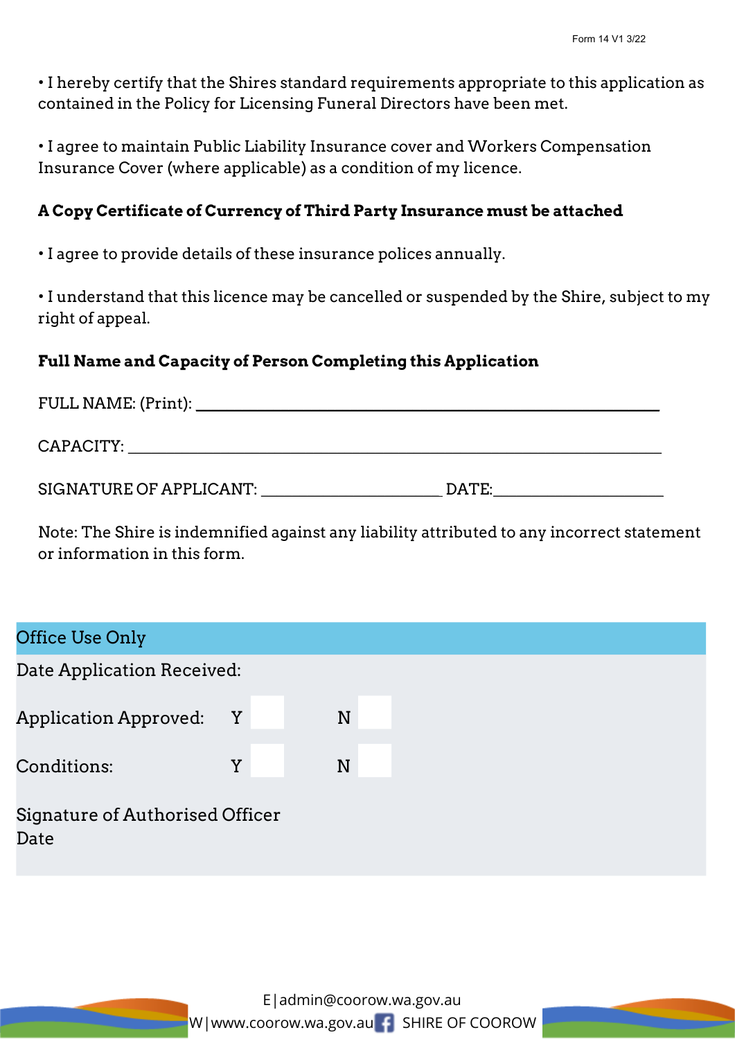- I hereby certify that the Shires standard requirements appropriate to this application as contained in the Policy for Licensing Funeral Directors have been met.

- I agree to maintain Public Liability Insurance cover and Workers Compensation Insurance Cover (where applicable) as a condition of my licence.

**A Copy Certificate of Currency of Third Party Insurance must be attached**

- I agree to provide details of these insurance polices annually.

- I understand that this licence may be cancelled or suspended by the Shire, subject to my right of appeal.

**Full Name and Capacity of Person Completing this Application**

FULL NAME: (Print): ____________________________________________

CAPACITY: ____________________________________________

SIGNATURE OF APPLICANT: ______________________ DATE:______________________

Note: The Shire is indemnified against any liability attributed to any incorrect statement or information in this form.

## Office Use Only

Date Application Received:

Application Approved: Y ☐ N ☐

Conditions: Y ☐ N ☐

Signature of Authorised Officer

Date

E|admin@coorow.wa.gov.au
W|www.coorow.wa.gov.au SHIRE OF COOROW